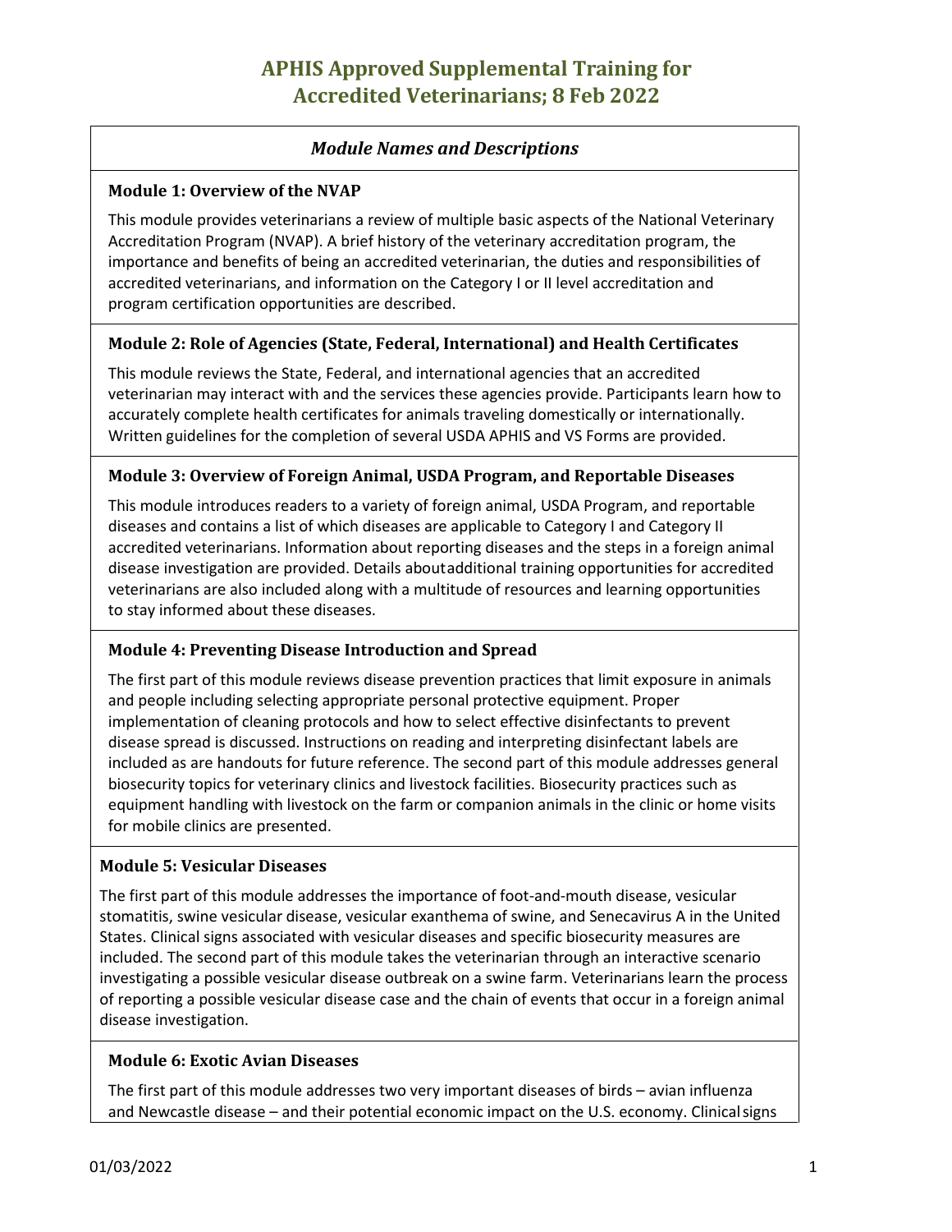# APHIS Approved Supplemental Training for Accredited Veterinarians; 8 Feb 2022

## *Module Names and Descriptions*

### Module 1: Overview of the NVAP

This module provides veterinarians a review of multiple basic aspects of the National Veterinary Accreditation Program (NVAP). A brief history of the veterinary accreditation program, the importance and benefits of being an accredited veterinarian, the duties and responsibilities of accredited veterinarians, and information on the Category I or II level accreditation and program certification opportunities are described.

### Module 2: Role of Agencies (State, Federal, International) and Health Certificates

This module reviews the State, Federal, and international agencies that an accredited veterinarian may interact with and the services these agencies provide. Participants learn how to accurately complete health certificates for animals traveling domestically or internationally. Written guidelines for the completion of several USDA APHIS and VS Forms are provided.

### Module 3: Overview of Foreign Animal, USDA Program, and Reportable Diseases

This module introduces readers to a variety of foreign animal, USDA Program, and reportable diseases and contains a list of which diseases are applicable to Category I and Category II accredited veterinarians. Information about reporting diseases and the steps in a foreign animal disease investigation are provided. Details aboutadditional training opportunities for accredited veterinarians are also included along with a multitude of resources and learning opportunities to stay informed about these diseases.

### Module 4: Preventing Disease Introduction and Spread

The first part of this module reviews disease prevention practices that limit exposure in animals and people including selecting appropriate personal protective equipment. Proper implementation of cleaning protocols and how to select effective disinfectants to prevent disease spread is discussed. Instructions on reading and interpreting disinfectant labels are included as are handouts for future reference. The second part of this module addresses general biosecurity topics for veterinary clinics and livestock facilities. Biosecurity practices such as equipment handling with livestock on the farm or companion animals in the clinic or home visits for mobile clinics are presented.

### Module 5: Vesicular Diseases

The first part of this module addresses the importance of foot-and-mouth disease, vesicular stomatitis, swine vesicular disease, vesicular exanthema of swine, and Senecavirus A in the United States. Clinical signs associated with vesicular diseases and specific biosecurity measures are included. The second part of this module takes the veterinarian through an interactive scenario investigating a possible vesicular disease outbreak on a swine farm. Veterinarians learn the process of reporting a possible vesicular disease case and the chain of events that occur in a foreign animal disease investigation.

### Module 6: Exotic Avian Diseases

The first part of this module addresses two very important diseases of birds – avian influenza and Newcastle disease – and their potential economic impact on the U.S. economy. Clinical signs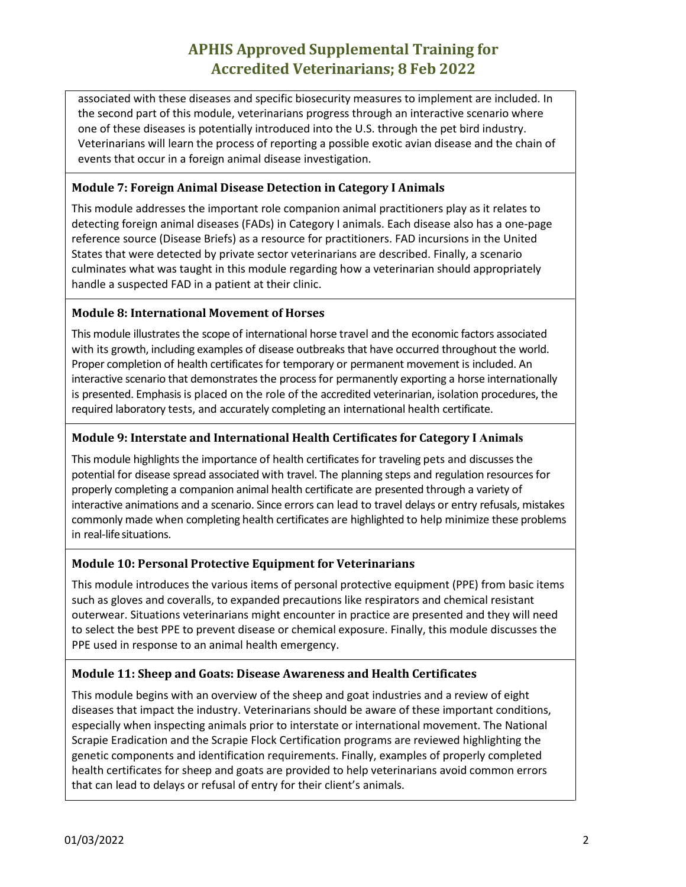associated with these diseases and specific biosecurity measures to implement are included. In the second part of this module, veterinarians progress through an interactive scenario where one of these diseases is potentially introduced into the U.S. through the pet bird industry. Veterinarians will learn the process of reporting a possible exotic avian disease and the chain of events that occur in a foreign animal disease investigation.

### Module 7: Foreign Animal Disease Detection in Category I Animals

This module addresses the important role companion animal practitioners play as it relates to detecting foreign animal diseases (FADs) in Category I animals. Each disease also has a one-page reference source (Disease Briefs) as a resource for practitioners. FAD incursions in the United States that were detected by private sector veterinarians are described. Finally, a scenario culminates what was taught in this module regarding how a veterinarian should appropriately handle a suspected FAD in a patient at their clinic.

### Module 8: International Movement of Horses

This module illustrates the scope of international horse travel and the economic factors associated with its growth, including examples of disease outbreaks that have occurred throughout the world. Proper completion of health certificates for temporary or permanent movement is included. An interactive scenario that demonstrates the process for permanently exporting a horse internationally is presented. Emphasis is placed on the role of the accredited veterinarian, isolation procedures, the required laboratory tests, and accurately completing an international health certificate.

### Module 9: Interstate and International Health Certificates for Category I Animals

This module highlights the importance of health certificates for traveling pets and discusses the potential for disease spread associated with travel. The planning steps and regulation resources for properly completing a companion animal health certificate are presented through a variety of interactive animations and a scenario. Since errors can lead to travel delays or entry refusals, mistakes commonly made when completing health certificates are highlighted to help minimize these problems in real-life situations.

### Module 10: Personal Protective Equipment for Veterinarians

This module introduces the various items of personal protective equipment (PPE) from basic items such as gloves and coveralls, to expanded precautions like respirators and chemical resistant outerwear. Situations veterinarians might encounter in practice are presented and they will need to select the best PPE to prevent disease or chemical exposure. Finally, this module discusses the PPE used in response to an animal health emergency.

### Module 11: Sheep and Goats: Disease Awareness and Health Certificates

This module begins with an overview of the sheep and goat industries and a review of eight diseases that impact the industry. Veterinarians should be aware of these important conditions, especially when inspecting animals prior to interstate or international movement. The National Scrapie Eradication and the Scrapie Flock Certification programs are reviewed highlighting the genetic components and identification requirements. Finally, examples of properly completed health certificates for sheep and goats are provided to help veterinarians avoid common errors that can lead to delays or refusal of entry for their client's animals.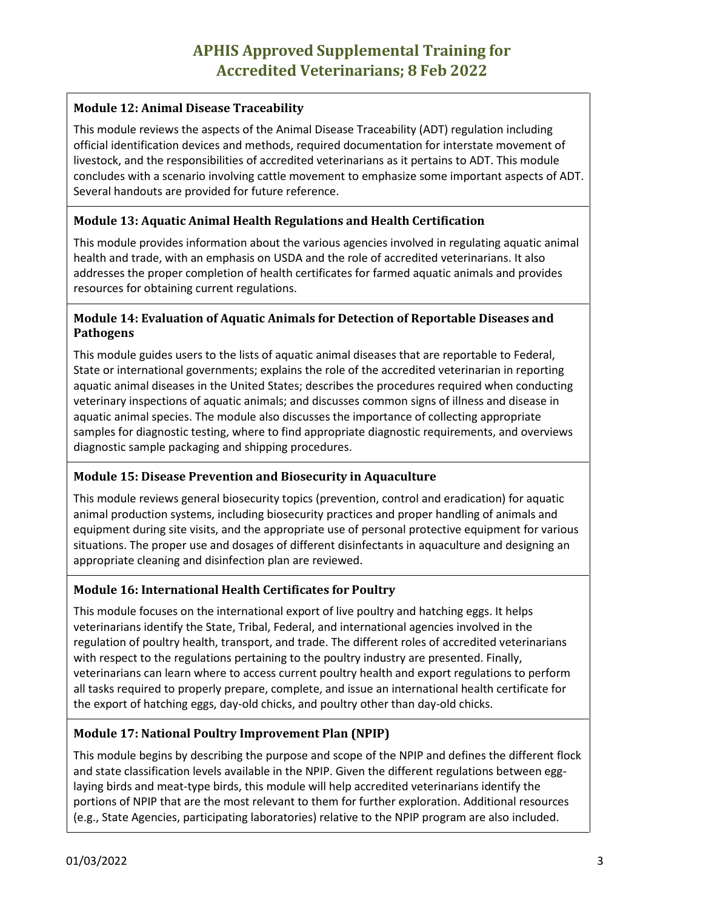# APHIS Approved Supplemental Training for Accredited Veterinarians; 8 Feb 2022

### Module 12: Animal Disease Traceability

This module reviews the aspects of the Animal Disease Traceability (ADT) regulation including official identification devices and methods, required documentation for interstate movement of livestock, and the responsibilities of accredited veterinarians as it pertains to ADT. This module concludes with a scenario involving cattle movement to emphasize some important aspects of ADT. Several handouts are provided for future reference.

### Module 13: Aquatic Animal Health Regulations and Health Certification

This module provides information about the various agencies involved in regulating aquatic animal health and trade, with an emphasis on USDA and the role of accredited veterinarians. It also addresses the proper completion of health certificates for farmed aquatic animals and provides resources for obtaining current regulations.

### Module 14: Evaluation of Aquatic Animals for Detection of Reportable Diseases and Pathogens

This module guides users to the lists of aquatic animal diseases that are reportable to Federal, State or international governments; explains the role of the accredited veterinarian in reporting aquatic animal diseases in the United States; describes the procedures required when conducting veterinary inspections of aquatic animals; and discusses common signs of illness and disease in aquatic animal species. The module also discusses the importance of collecting appropriate samples for diagnostic testing, where to find appropriate diagnostic requirements, and overviews diagnostic sample packaging and shipping procedures.

### Module 15: Disease Prevention and Biosecurity in Aquaculture

This module reviews general biosecurity topics (prevention, control and eradication) for aquatic animal production systems, including biosecurity practices and proper handling of animals and equipment during site visits, and the appropriate use of personal protective equipment for various situations. The proper use and dosages of different disinfectants in aquaculture and designing an appropriate cleaning and disinfection plan are reviewed.

### Module 16: International Health Certificates for Poultry

This module focuses on the international export of live poultry and hatching eggs. It helps veterinarians identify the State, Tribal, Federal, and international agencies involved in the regulation of poultry health, transport, and trade. The different roles of accredited veterinarians with respect to the regulations pertaining to the poultry industry are presented. Finally, veterinarians can learn where to access current poultry health and export regulations to perform all tasks required to properly prepare, complete, and issue an international health certificate for the export of hatching eggs, day-old chicks, and poultry other than day-old chicks.

### Module 17: National Poultry Improvement Plan (NPIP)

This module begins by describing the purpose and scope of the NPIP and defines the different flock and state classification levels available in the NPIP. Given the different regulations between egg-laying birds and meat-type birds, this module will help accredited veterinarians identify the portions of NPIP that are the most relevant to them for further exploration. Additional resources (e.g., State Agencies, participating laboratories) relative to the NPIP program are also included.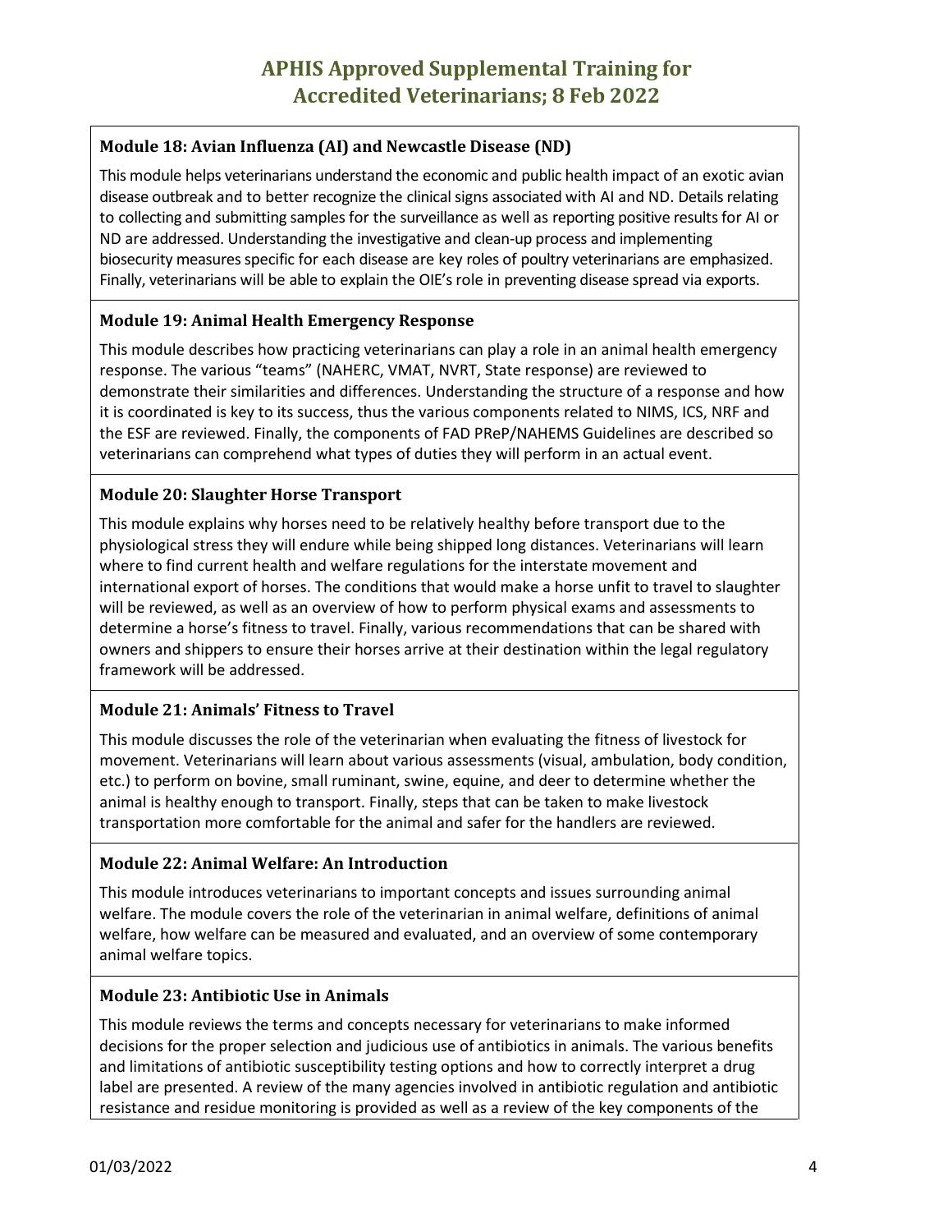## Module 18: Avian Influenza (AI) and Newcastle Disease (ND)

This module helps veterinarians understand the economic and public health impact of an exotic avian disease outbreak and to better recognize the clinical signs associated with AI and ND. Details relating to collecting and submitting samples for the surveillance as well as reporting positive results for AI or ND are addressed. Understanding the investigative and clean-up process and implementing biosecurity measures specific for each disease are key roles of poultry veterinarians are emphasized. Finally, veterinarians will be able to explain the OIE's role in preventing disease spread via exports.

## Module 19: Animal Health Emergency Response

This module describes how practicing veterinarians can play a role in an animal health emergency response. The various "teams" (NAHERC, VMAT, NVRT, State response) are reviewed to demonstrate their similarities and differences. Understanding the structure of a response and how it is coordinated is key to its success, thus the various components related to NIMS, ICS, NRF and the ESF are reviewed. Finally, the components of FAD PReP/NAHEMS Guidelines are described so veterinarians can comprehend what types of duties they will perform in an actual event.

## Module 20: Slaughter Horse Transport

This module explains why horses need to be relatively healthy before transport due to the physiological stress they will endure while being shipped long distances. Veterinarians will learn where to find current health and welfare regulations for the interstate movement and international export of horses. The conditions that would make a horse unfit to travel to slaughter will be reviewed, as well as an overview of how to perform physical exams and assessments to determine a horse's fitness to travel. Finally, various recommendations that can be shared with owners and shippers to ensure their horses arrive at their destination within the legal regulatory framework will be addressed.

## Module 21: Animals' Fitness to Travel

This module discusses the role of the veterinarian when evaluating the fitness of livestock for movement. Veterinarians will learn about various assessments (visual, ambulation, body condition, etc.) to perform on bovine, small ruminant, swine, equine, and deer to determine whether the animal is healthy enough to transport. Finally, steps that can be taken to make livestock transportation more comfortable for the animal and safer for the handlers are reviewed.

## Module 22: Animal Welfare: An Introduction

This module introduces veterinarians to important concepts and issues surrounding animal welfare. The module covers the role of the veterinarian in animal welfare, definitions of animal welfare, how welfare can be measured and evaluated, and an overview of some contemporary animal welfare topics.

## Module 23: Antibiotic Use in Animals

This module reviews the terms and concepts necessary for veterinarians to make informed decisions for the proper selection and judicious use of antibiotics in animals. The various benefits and limitations of antibiotic susceptibility testing options and how to correctly interpret a drug label are presented. A review of the many agencies involved in antibiotic regulation and antibiotic resistance and residue monitoring is provided as well as a review of the key components of the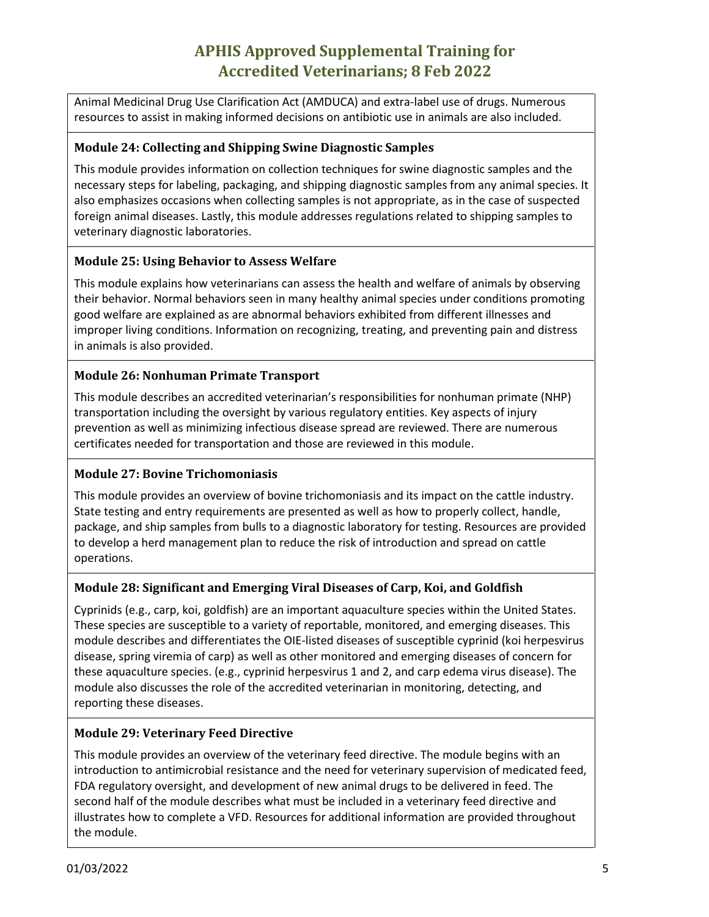Animal Medicinal Drug Use Clarification Act (AMDUCA) and extra-label use of drugs. Numerous resources to assist in making informed decisions on antibiotic use in animals are also included.

### Module 24: Collecting and Shipping Swine Diagnostic Samples

This module provides information on collection techniques for swine diagnostic samples and the necessary steps for labeling, packaging, and shipping diagnostic samples from any animal species. It also emphasizes occasions when collecting samples is not appropriate, as in the case of suspected foreign animal diseases. Lastly, this module addresses regulations related to shipping samples to veterinary diagnostic laboratories.

### Module 25: Using Behavior to Assess Welfare

This module explains how veterinarians can assess the health and welfare of animals by observing their behavior. Normal behaviors seen in many healthy animal species under conditions promoting good welfare are explained as are abnormal behaviors exhibited from different illnesses and improper living conditions. Information on recognizing, treating, and preventing pain and distress in animals is also provided.

### Module 26: Nonhuman Primate Transport

This module describes an accredited veterinarian's responsibilities for nonhuman primate (NHP) transportation including the oversight by various regulatory entities. Key aspects of injury prevention as well as minimizing infectious disease spread are reviewed. There are numerous certificates needed for transportation and those are reviewed in this module.

### Module 27: Bovine Trichomoniasis

This module provides an overview of bovine trichomoniasis and its impact on the cattle industry. State testing and entry requirements are presented as well as how to properly collect, handle, package, and ship samples from bulls to a diagnostic laboratory for testing. Resources are provided to develop a herd management plan to reduce the risk of introduction and spread on cattle operations.

### Module 28: Significant and Emerging Viral Diseases of Carp, Koi, and Goldfish

Cyprinids (e.g., carp, koi, goldfish) are an important aquaculture species within the United States. These species are susceptible to a variety of reportable, monitored, and emerging diseases. This module describes and differentiates the OIE-listed diseases of susceptible cyprinid (koi herpesvirus disease, spring viremia of carp) as well as other monitored and emerging diseases of concern for these aquaculture species. (e.g., cyprinid herpesvirus 1 and 2, and carp edema virus disease). The module also discusses the role of the accredited veterinarian in monitoring, detecting, and reporting these diseases.

### Module 29: Veterinary Feed Directive

This module provides an overview of the veterinary feed directive. The module begins with an introduction to antimicrobial resistance and the need for veterinary supervision of medicated feed, FDA regulatory oversight, and development of new animal drugs to be delivered in feed. The second half of the module describes what must be included in a veterinary feed directive and illustrates how to complete a VFD. Resources for additional information are provided throughout the module.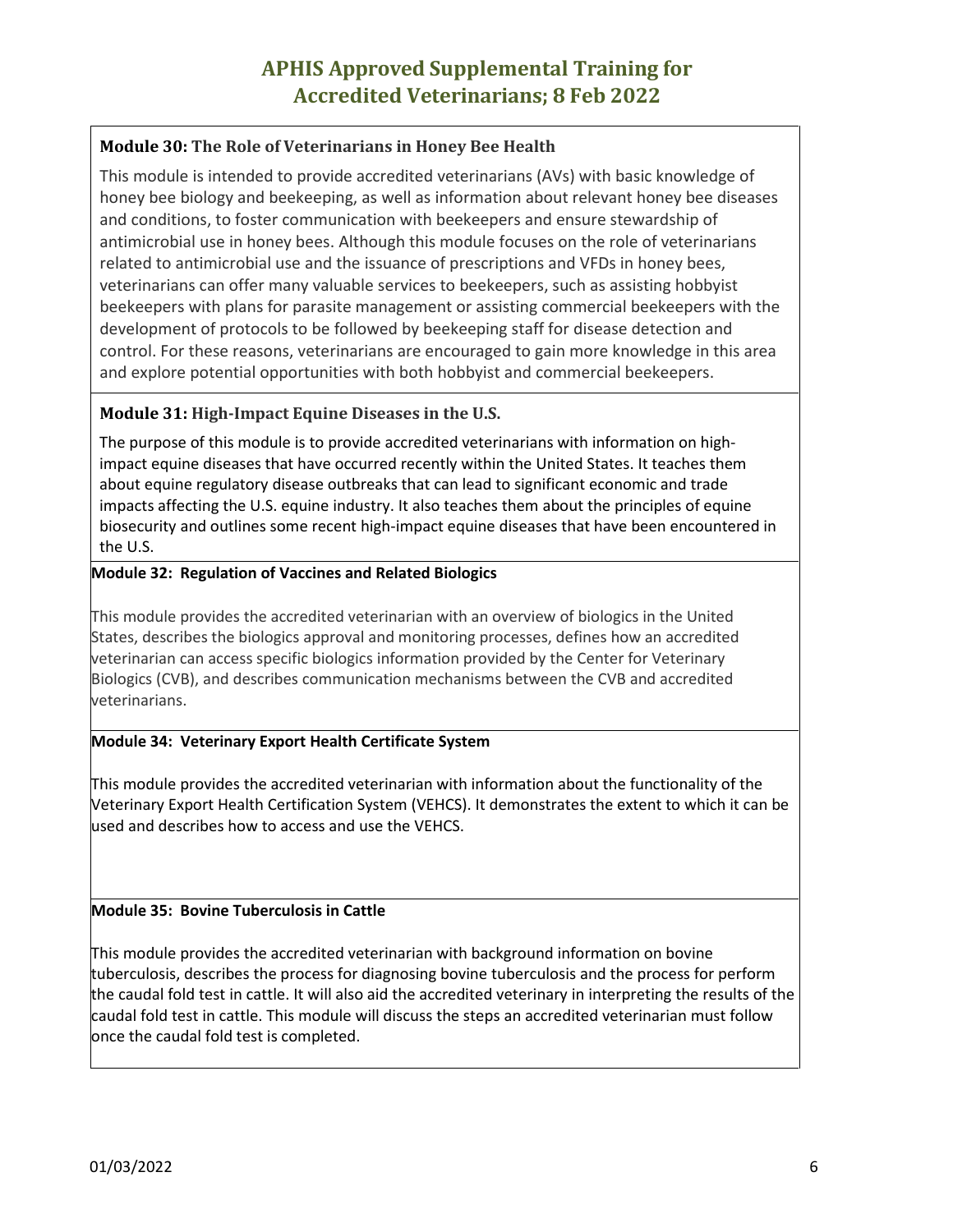### Module 30: The Role of Veterinarians in Honey Bee Health

This module is intended to provide accredited veterinarians (AVs) with basic knowledge of honey bee biology and beekeeping, as well as information about relevant honey bee diseases and conditions, to foster communication with beekeepers and ensure stewardship of antimicrobial use in honey bees. Although this module focuses on the role of veterinarians related to antimicrobial use and the issuance of prescriptions and VFDs in honey bees, veterinarians can offer many valuable services to beekeepers, such as assisting hobbyist beekeepers with plans for parasite management or assisting commercial beekeepers with the development of protocols to be followed by beekeeping staff for disease detection and control. For these reasons, veterinarians are encouraged to gain more knowledge in this area and explore potential opportunities with both hobbyist and commercial beekeepers.

### Module 31: High-Impact Equine Diseases in the U.S.

The purpose of this module is to provide accredited veterinarians with information on high-impact equine diseases that have occurred recently within the United States. It teaches them about equine regulatory disease outbreaks that can lead to significant economic and trade impacts affecting the U.S. equine industry. It also teaches them about the principles of equine biosecurity and outlines some recent high-impact equine diseases that have been encountered in the U.S.

### Module 32: Regulation of Vaccines and Related Biologics

This module provides the accredited veterinarian with an overview of biologics in the United States, describes the biologics approval and monitoring processes, defines how an accredited veterinarian can access specific biologics information provided by the Center for Veterinary Biologics (CVB), and describes communication mechanisms between the CVB and accredited veterinarians.

### Module 34: Veterinary Export Health Certificate System

This module provides the accredited veterinarian with information about the functionality of the Veterinary Export Health Certification System (VEHCS). It demonstrates the extent to which it can be used and describes how to access and use the VEHCS.

### Module 35: Bovine Tuberculosis in Cattle

This module provides the accredited veterinarian with background information on bovine tuberculosis, describes the process for diagnosing bovine tuberculosis and the process for perform the caudal fold test in cattle. It will also aid the accredited veterinary in interpreting the results of the caudal fold test in cattle. This module will discuss the steps an accredited veterinarian must follow once the caudal fold test is completed.